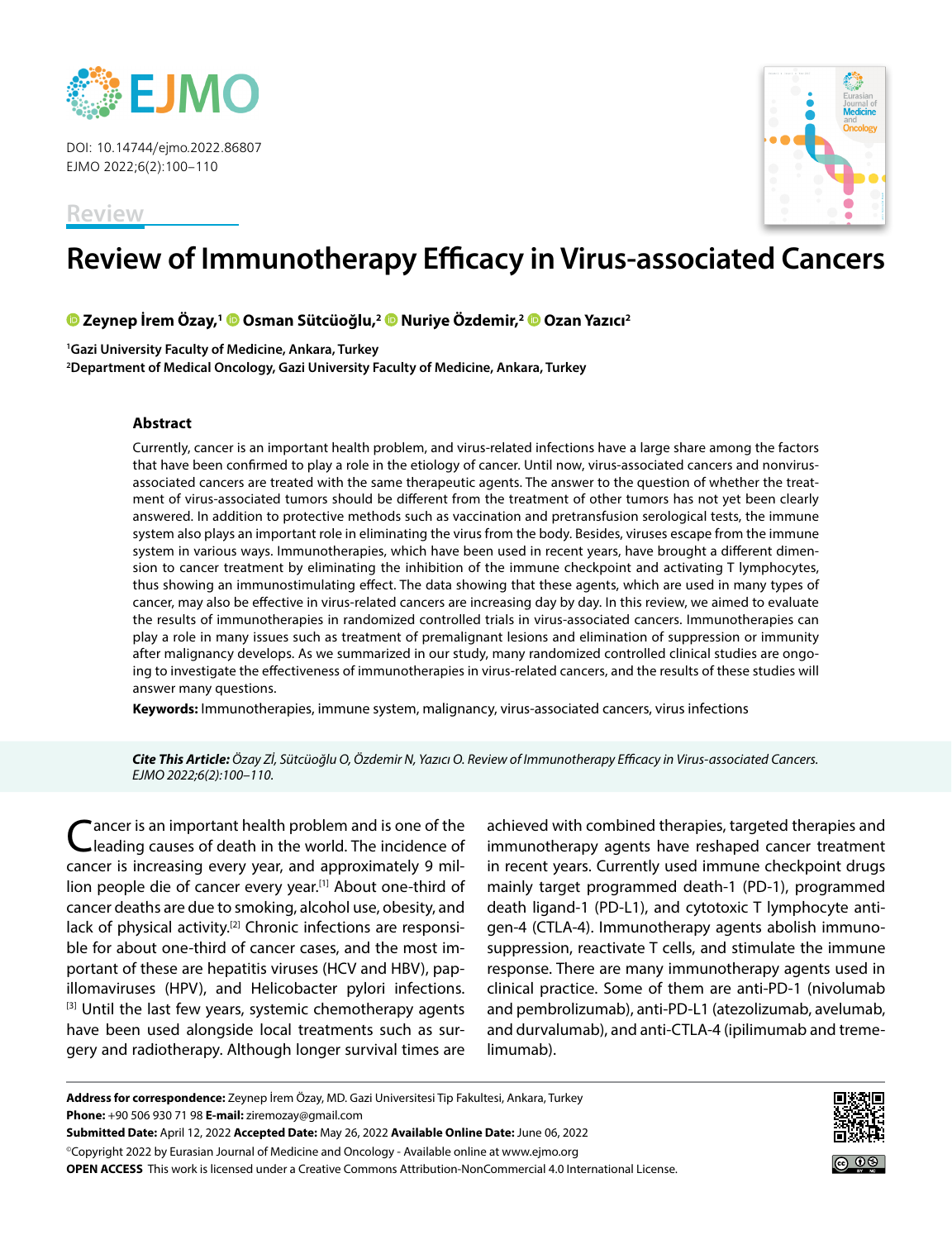DOI: 10.14744/ejmo.2022.86807
EJMO 2022;6(2):100–110

Review

# Review of Immunotherapy Efficacy in Virus-associated Cancers

**Zeynep İrem Özay,[1] Osman Sütcüoğlu,[2] Nuriye Özdemir,[2] Ozan Yazıcı[2]**

[1]Gazi University Faculty of Medicine, Ankara, Turkey
[2]Department of Medical Oncology, Gazi University Faculty of Medicine, Ankara, Turkey

### Abstract

Currently, cancer is an important health problem, and virus-related infections have a large share among the factors that have been confirmed to play a role in the etiology of cancer. Until now, virus-associated cancers and nonvirus-associated cancers are treated with the same therapeutic agents. The answer to the question of whether the treatment of virus-associated tumors should be different from the treatment of other tumors has not yet been clearly answered. In addition to protective methods such as vaccination and pretransfusion serological tests, the immune system also plays an important role in eliminating the virus from the body. Besides, viruses escape from the immune system in various ways. Immunotherapies, which have been used in recent years, have brought a different dimension to cancer treatment by eliminating the inhibition of the immune checkpoint and activating T lymphocytes, thus showing an immunostimulating effect. The data showing that these agents, which are used in many types of cancer, may also be effective in virus-related cancers are increasing day by day. In this review, we aimed to evaluate the results of immunotherapies in randomized controlled trials in virus-associated cancers. Immunotherapies can play a role in many issues such as treatment of premalignant lesions and elimination of suppression or immunity after malignancy develops. As we summarized in our study, many randomized controlled clinical studies are ongoing to investigate the effectiveness of immunotherapies in virus-related cancers, and the results of these studies will answer many questions.

**Keywords:** Immunotherapies, immune system, malignancy, virus-associated cancers, virus infections

***Cite This Article:*** *Özay Zİ, Sütcüoğlu O, Özdemir N, Yazıcı O. Review of Immunotherapy Efficacy in Virus-associated Cancers. EJMO 2022;6(2):100–110.*

Cancer is an important health problem and is one of the leading causes of death in the world. The incidence of cancer is increasing every year, and approximately 9 million people die of cancer every year.[1] About one-third of cancer deaths are due to smoking, alcohol use, obesity, and lack of physical activity.[2] Chronic infections are responsible for about one-third of cancer cases, and the most important of these are hepatitis viruses (HCV and HBV), papillomaviruses (HPV), and Helicobacter pylori infections.[3] Until the last few years, systemic chemotherapy agents have been used alongside local treatments such as surgery and radiotherapy. Although longer survival times are achieved with combined therapies, targeted therapies and immunotherapy agents have reshaped cancer treatment in recent years. Currently used immune checkpoint drugs mainly target programmed death-1 (PD-1), programmed death ligand-1 (PD-L1), and cytotoxic T lymphocyte antigen-4 (CTLA-4). Immunotherapy agents abolish immunosuppression, reactivate T cells, and stimulate the immune response. There are many immunotherapy agents used in clinical practice. Some of them are anti-PD-1 (nivolumab and pembrolizumab), anti-PD-L1 (atezolizumab, avelumab, and durvalumab), and anti-CTLA-4 (ipilimumab and tremelimumab).

**Address for correspondence:** Zeynep İrem Özay, MD. Gazi Universitesi Tip Fakultesi, Ankara, Turkey
**Phone:** +90 506 930 71 98 **E-mail:** ziremozay@gmail.com
**Submitted Date:** April 12, 2022 **Accepted Date:** May 26, 2022 **Available Online Date:** June 06, 2022
©Copyright 2022 by Eurasian Journal of Medicine and Oncology - Available online at www.ejmo.org
**OPEN ACCESS** This work is licensed under a Creative Commons Attribution-NonCommercial 4.0 International License.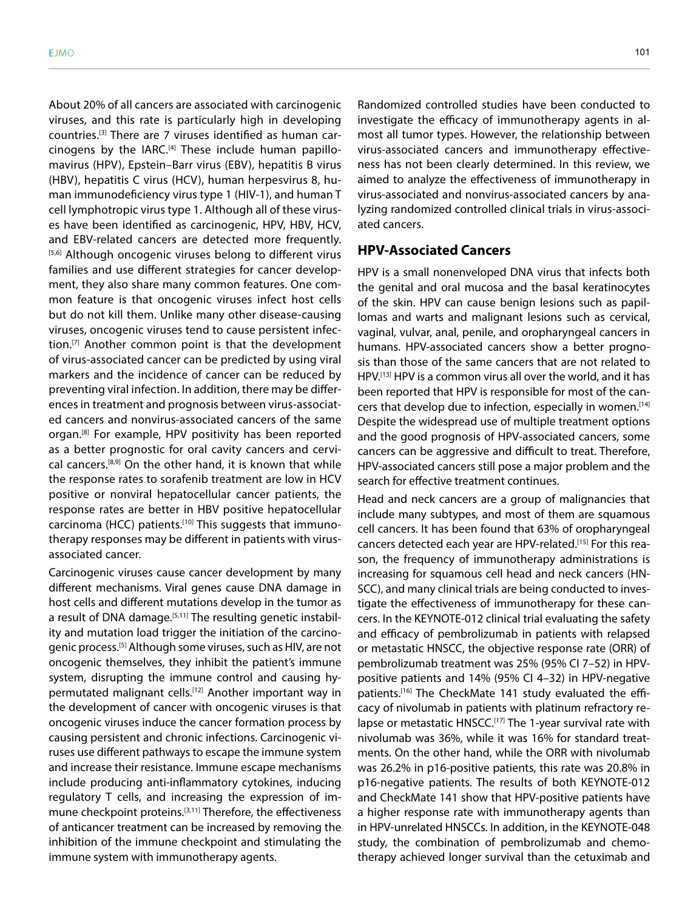About 20% of all cancers are associated with carcinogenic viruses, and this rate is particularly high in developing countries.[3] There are 7 viruses identified as human carcinogens by the IARC.[4] These include human papillomavirus (HPV), Epstein–Barr virus (EBV), hepatitis B virus (HBV), hepatitis C virus (HCV), human herpesvirus 8, human immunodeficiency virus type 1 (HIV-1), and human T cell lymphotropic virus type 1. Although all of these viruses have been identified as carcinogenic, HPV, HBV, HCV, and EBV-related cancers are detected more frequently.[5,6] Although oncogenic viruses belong to different virus families and use different strategies for cancer development, they also share many common features. One common feature is that oncogenic viruses infect host cells but do not kill them. Unlike many other disease-causing viruses, oncogenic viruses tend to cause persistent infection.[7] Another common point is that the development of virus-associated cancer can be predicted by using viral markers and the incidence of cancer can be reduced by preventing viral infection. In addition, there may be differences in treatment and prognosis between virus-associated cancers and nonvirus-associated cancers of the same organ.[8] For example, HPV positivity has been reported as a better prognostic for oral cavity cancers and cervical cancers.[8,9] On the other hand, it is known that while the response rates to sorafenib treatment are low in HCV positive or nonviral hepatocellular cancer patients, the response rates are better in HBV positive hepatocellular carcinoma (HCC) patients.[10] This suggests that immunotherapy responses may be different in patients with virus-associated cancer.

Carcinogenic viruses cause cancer development by many different mechanisms. Viral genes cause DNA damage in host cells and different mutations develop in the tumor as a result of DNA damage.[5,11] The resulting genetic instability and mutation load trigger the initiation of the carcinogenic process.[5] Although some viruses, such as HIV, are not oncogenic themselves, they inhibit the patient's immune system, disrupting the immune control and causing hypermutated malignant cells.[12] Another important way in the development of cancer with oncogenic viruses is that oncogenic viruses induce the cancer formation process by causing persistent and chronic infections. Carcinogenic viruses use different pathways to escape the immune system and increase their resistance. Immune escape mechanisms include producing anti-inflammatory cytokines, inducing regulatory T cells, and increasing the expression of immune checkpoint proteins.[3,11] Therefore, the effectiveness of anticancer treatment can be increased by removing the inhibition of the immune checkpoint and stimulating the immune system with immunotherapy agents.

Randomized controlled studies have been conducted to investigate the efficacy of immunotherapy agents in almost all tumor types. However, the relationship between virus-associated cancers and immunotherapy effectiveness has not been clearly determined. In this review, we aimed to analyze the effectiveness of immunotherapy in virus-associated and nonvirus-associated cancers by analyzing randomized controlled clinical trials in virus-associated cancers.

## HPV-Associated Cancers

HPV is a small nonenveloped DNA virus that infects both the genital and oral mucosa and the basal keratinocytes of the skin. HPV can cause benign lesions such as papillomas and warts and malignant lesions such as cervical, vaginal, vulvar, anal, penile, and oropharyngeal cancers in humans. HPV-associated cancers show a better prognosis than those of the same cancers that are not related to HPV.[13] HPV is a common virus all over the world, and it has been reported that HPV is responsible for most of the cancers that develop due to infection, especially in women.[14] Despite the widespread use of multiple treatment options and the good prognosis of HPV-associated cancers, some cancers can be aggressive and difficult to treat. Therefore, HPV-associated cancers still pose a major problem and the search for effective treatment continues.

Head and neck cancers are a group of malignancies that include many subtypes, and most of them are squamous cell cancers. It has been found that 63% of oropharyngeal cancers detected each year are HPV-related.[15] For this reason, the frequency of immunotherapy administrations is increasing for squamous cell head and neck cancers (HNSCC), and many clinical trials are being conducted to investigate the effectiveness of immunotherapy for these cancers. In the KEYNOTE-012 clinical trial evaluating the safety and efficacy of pembrolizumab in patients with relapsed or metastatic HNSCC, the objective response rate (ORR) of pembrolizumab treatment was 25% (95% CI 7–52) in HPV-positive patients and 14% (95% CI 4–32) in HPV-negative patients.[16] The CheckMate 141 study evaluated the efficacy of nivolumab in patients with platinum refractory relapse or metastatic HNSCC.[17] The 1-year survival rate with nivolumab was 36%, while it was 16% for standard treatments. On the other hand, while the ORR with nivolumab was 26.2% in p16-positive patients, this rate was 20.8% in p16-negative patients. The results of both KEYNOTE-012 and CheckMate 141 show that HPV-positive patients have a higher response rate with immunotherapy agents than in HPV-unrelated HNSCCs. In addition, in the KEYNOTE-048 study, the combination of pembrolizumab and chemotherapy achieved longer survival than the cetuximab and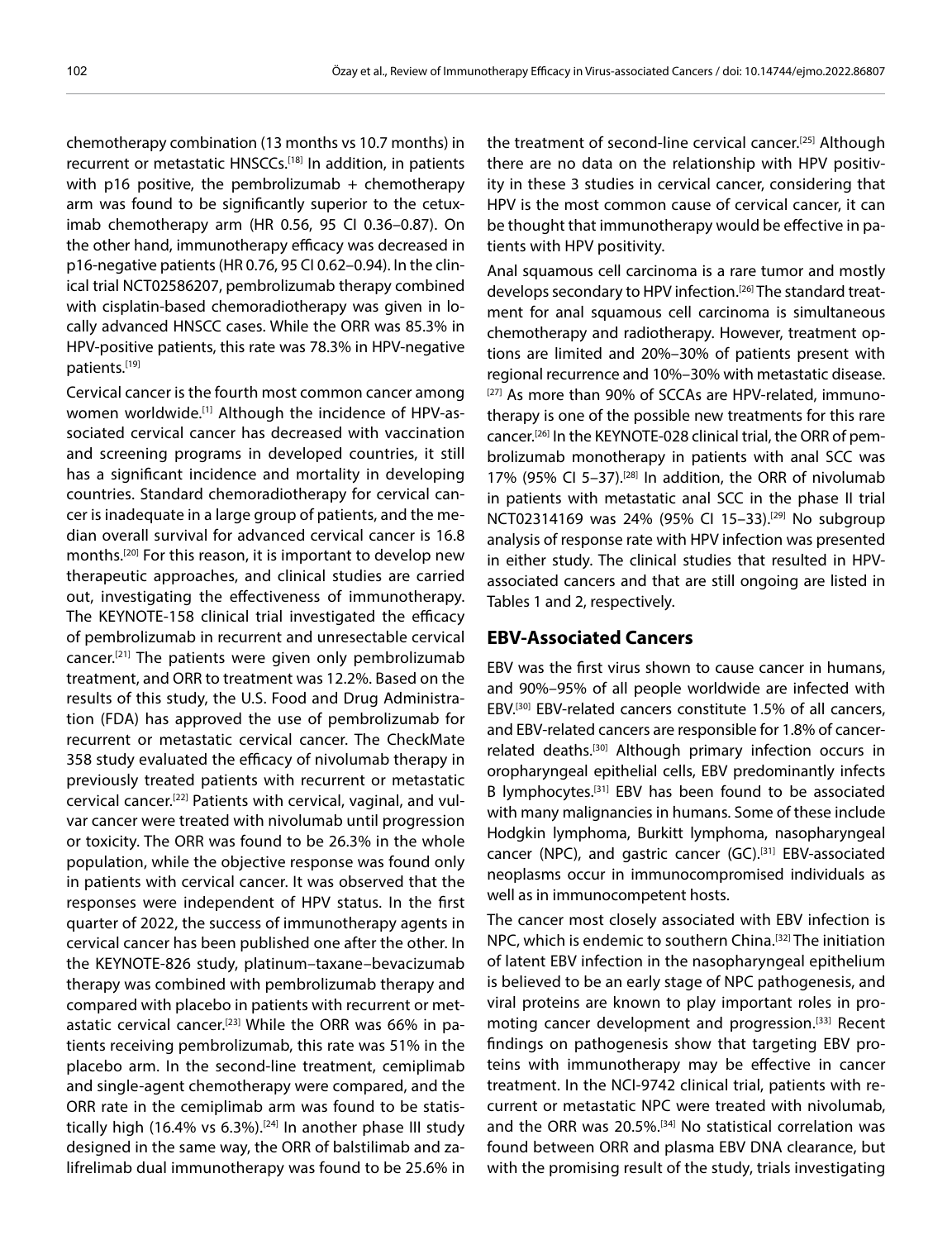chemotherapy combination (13 months vs 10.7 months) in recurrent or metastatic HNSCCs.[18] In addition, in patients with p16 positive, the pembrolizumab + chemotherapy arm was found to be significantly superior to the cetuximab chemotherapy arm (HR 0.56, 95 CI 0.36–0.87). On the other hand, immunotherapy efficacy was decreased in p16-negative patients (HR 0.76, 95 CI 0.62–0.94). In the clinical trial NCT02586207, pembrolizumab therapy combined with cisplatin-based chemoradiotherapy was given in locally advanced HNSCC cases. While the ORR was 85.3% in HPV-positive patients, this rate was 78.3% in HPV-negative patients.[19]

Cervical cancer is the fourth most common cancer among women worldwide.[1] Although the incidence of HPV-associated cervical cancer has decreased with vaccination and screening programs in developed countries, it still has a significant incidence and mortality in developing countries. Standard chemoradiotherapy for cervical cancer is inadequate in a large group of patients, and the median overall survival for advanced cervical cancer is 16.8 months.[20] For this reason, it is important to develop new therapeutic approaches, and clinical studies are carried out, investigating the effectiveness of immunotherapy. The KEYNOTE-158 clinical trial investigated the efficacy of pembrolizumab in recurrent and unresectable cervical cancer.[21] The patients were given only pembrolizumab treatment, and ORR to treatment was 12.2%. Based on the results of this study, the U.S. Food and Drug Administration (FDA) has approved the use of pembrolizumab for recurrent or metastatic cervical cancer. The CheckMate 358 study evaluated the efficacy of nivolumab therapy in previously treated patients with recurrent or metastatic cervical cancer.[22] Patients with cervical, vaginal, and vulvar cancer were treated with nivolumab until progression or toxicity. The ORR was found to be 26.3% in the whole population, while the objective response was found only in patients with cervical cancer. It was observed that the responses were independent of HPV status. In the first quarter of 2022, the success of immunotherapy agents in cervical cancer has been published one after the other. In the KEYNOTE-826 study, platinum–taxane–bevacizumab therapy was combined with pembrolizumab therapy and compared with placebo in patients with recurrent or metastatic cervical cancer.[23] While the ORR was 66% in patients receiving pembrolizumab, this rate was 51% in the placebo arm. In the second-line treatment, cemiplimab and single-agent chemotherapy were compared, and the ORR rate in the cemiplimab arm was found to be statistically high (16.4% vs 6.3%).[24] In another phase III study designed in the same way, the ORR of balstilimab and zalifrelimab dual immunotherapy was found to be 25.6% in the treatment of second-line cervical cancer.[25] Although there are no data on the relationship with HPV positivity in these 3 studies in cervical cancer, considering that HPV is the most common cause of cervical cancer, it can be thought that immunotherapy would be effective in patients with HPV positivity.

Anal squamous cell carcinoma is a rare tumor and mostly develops secondary to HPV infection.[26] The standard treatment for anal squamous cell carcinoma is simultaneous chemotherapy and radiotherapy. However, treatment options are limited and 20%–30% of patients present with regional recurrence and 10%–30% with metastatic disease.[27] As more than 90% of SCCAs are HPV-related, immunotherapy is one of the possible new treatments for this rare cancer.[26] In the KEYNOTE-028 clinical trial, the ORR of pembrolizumab monotherapy in patients with anal SCC was 17% (95% CI 5–37).[28] In addition, the ORR of nivolumab in patients with metastatic anal SCC in the phase II trial NCT02314169 was 24% (95% CI 15–33).[29] No subgroup analysis of response rate with HPV infection was presented in either study. The clinical studies that resulted in HPV-associated cancers and that are still ongoing are listed in Tables 1 and 2, respectively.

## EBV-Associated Cancers

EBV was the first virus shown to cause cancer in humans, and 90%–95% of all people worldwide are infected with EBV.[30] EBV-related cancers constitute 1.5% of all cancers, and EBV-related cancers are responsible for 1.8% of cancer-related deaths.[30] Although primary infection occurs in oropharyngeal epithelial cells, EBV predominantly infects B lymphocytes.[31] EBV has been found to be associated with many malignancies in humans. Some of these include Hodgkin lymphoma, Burkitt lymphoma, nasopharyngeal cancer (NPC), and gastric cancer (GC).[31] EBV-associated neoplasms occur in immunocompromised individuals as well as in immunocompetent hosts.

The cancer most closely associated with EBV infection is NPC, which is endemic to southern China.[32] The initiation of latent EBV infection in the nasopharyngeal epithelium is believed to be an early stage of NPC pathogenesis, and viral proteins are known to play important roles in promoting cancer development and progression.[33] Recent findings on pathogenesis show that targeting EBV proteins with immunotherapy may be effective in cancer treatment. In the NCI-9742 clinical trial, patients with recurrent or metastatic NPC were treated with nivolumab, and the ORR was 20.5%.[34] No statistical correlation was found between ORR and plasma EBV DNA clearance, but with the promising result of the study, trials investigating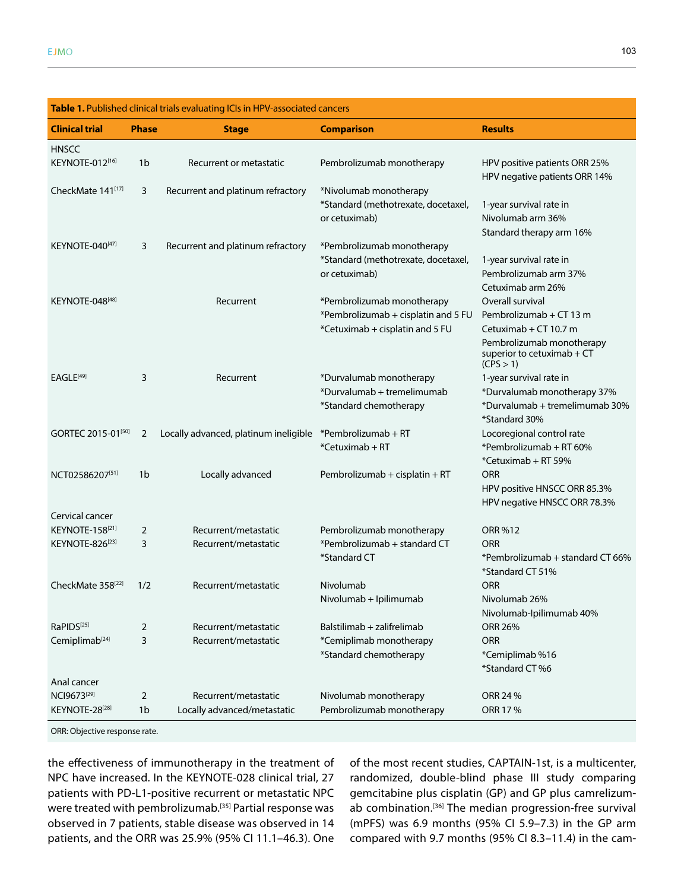**Table 1.** Published clinical trials evaluating ICIs in HPV-associated cancers

| Clinical trial | Phase | Stage | Comparison | Results |
|---|---|---|---|---|
| HNSCC | | | | |
| KEYNOTE-012[16] | 1b | Recurrent or metastatic | Pembrolizumab monotherapy | HPV positive patients ORR 25%<br>HPV negative patients ORR 14% |
| CheckMate 141[17] | 3 | Recurrent and platinum refractory | *Nivolumab monotherapy<br>*Standard (methotrexate, docetaxel, or cetuximab) | 1-year survival rate in<br>Nivolumab arm 36%<br>Standard therapy arm 16% |
| KEYNOTE-040[47] | 3 | Recurrent and platinum refractory | *Pembrolizumab monotherapy<br>*Standard (methotrexate, docetaxel, or cetuximab) | 1-year survival rate in<br>Pembrolizumab arm 37%<br>Cetuximab arm 26% |
| KEYNOTE-048[48] | | Recurrent | *Pembrolizumab monotherapy<br>*Pembrolizumab + cisplatin and 5 FU<br>*Cetuximab + cisplatin and 5 FU | Overall survival<br>Pembrolizumab + CT 13 m<br>Cetuximab + CT 10.7 m<br>Pembrolizumab monotherapy superior to cetuximab + CT (CPS > 1) |
| EAGLE[49] | 3 | Recurrent | *Durvalumab monotherapy<br>*Durvalumab + tremelimumab<br>*Standard chemotherapy | 1-year survival rate in<br>*Durvalumab monotherapy 37%<br>*Durvalumab + tremelimumab 30%<br>*Standard 30% |
| GORTEC 2015-01[50] | 2 | Locally advanced, platinum ineligible | *Pembrolizumab + RT<br>*Cetuximab + RT | Locoregional control rate<br>*Pembrolizumab + RT 60%<br>*Cetuximab + RT 59% |
| NCT02586207[51] | 1b | Locally advanced | Pembrolizumab + cisplatin + RT | ORR<br>HPV positive HNSCC ORR 85.3%<br>HPV negative HNSCC ORR 78.3% |
| Cervical cancer | | | | |
| KEYNOTE-158[21] | 2 | Recurrent/metastatic | Pembrolizumab monotherapy | ORR %12 |
| KEYNOTE-826[23] | 3 | Recurrent/metastatic | *Pembrolizumab + standard CT<br>*Standard CT | ORR<br>*Pembrolizumab + standard CT 66%<br>*Standard CT 51% |
| CheckMate 358[22] | 1/2 | Recurrent/metastatic | Nivolumab<br>Nivolumab + Ipilimumab | ORR<br>Nivolumab 26%<br>Nivolumab-Ipilimumab 40% |
| RaPIDS[25] | 2 | Recurrent/metastatic | Balstilimab + zalifrelimab | ORR 26% |
| Cemiplimab[24] | 3 | Recurrent/metastatic | *Cemiplimab monotherapy<br>*Standard chemotherapy | ORR<br>*Cemiplimab %16<br>*Standard CT %6 |
| Anal cancer | | | | |
| NCI9673[29] | 2 | Recurrent/metastatic | Nivolumab monotherapy | ORR 24 % |
| KEYNOTE-28[28] | 1b | Locally advanced/metastatic | Pembrolizumab monotherapy | ORR 17 % |

ORR: Objective response rate.

the effectiveness of immunotherapy in the treatment of NPC have increased. In the KEYNOTE-028 clinical trial, 27 patients with PD-L1-positive recurrent or metastatic NPC were treated with pembrolizumab.[35] Partial response was observed in 7 patients, stable disease was observed in 14 patients, and the ORR was 25.9% (95% CI 11.1–46.3). One of the most recent studies, CAPTAIN-1st, is a multicenter, randomized, double-blind phase III study comparing gemcitabine plus cisplatin (GP) and GP plus camrelizumab combination.[36] The median progression-free survival (mPFS) was 6.9 months (95% CI 5.9–7.3) in the GP arm compared with 9.7 months (95% CI 8.3–11.4) in the cam-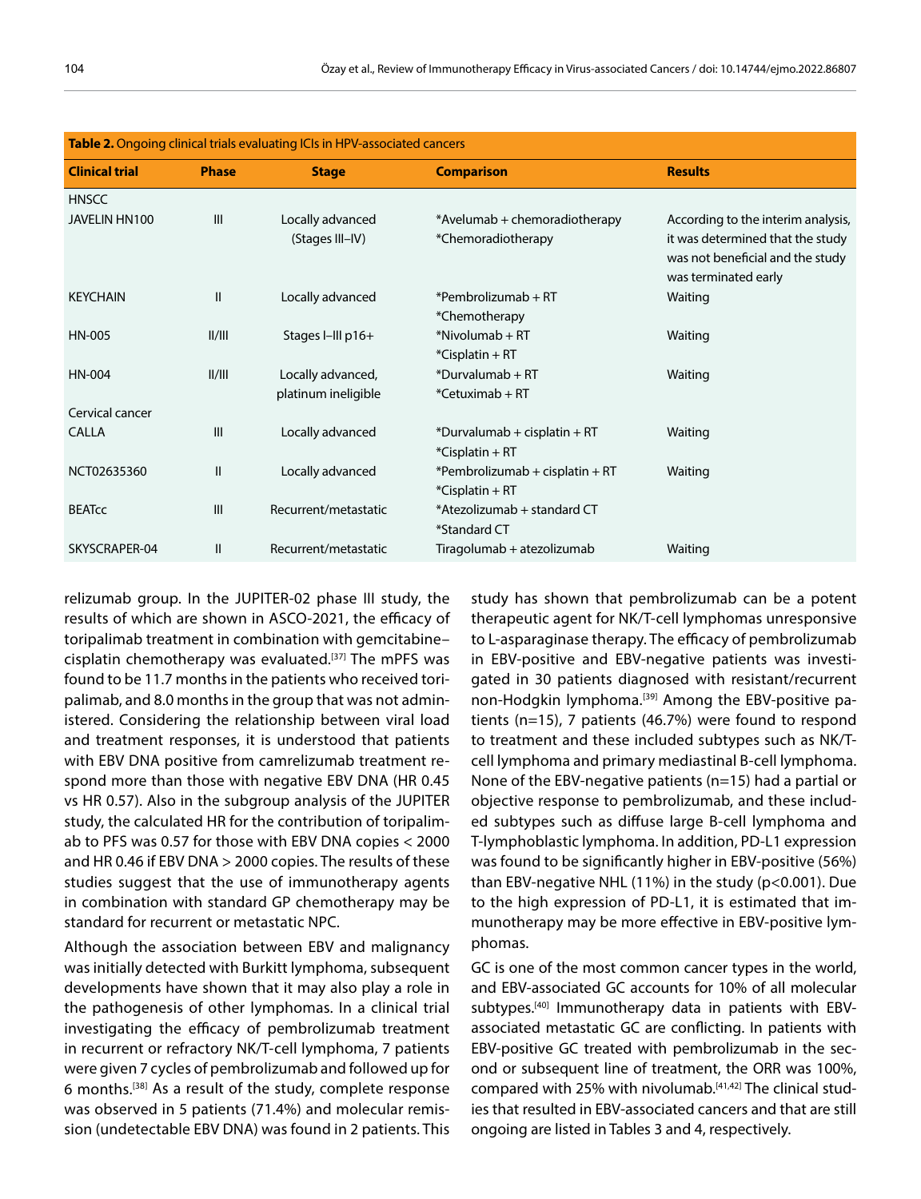**Table 2.** Ongoing clinical trials evaluating ICIs in HPV-associated cancers

| Clinical trial | Phase | Stage | Comparison | Results |
|---|---|---|---|---|
| HNSCC | | | | |
| JAVELIN HN100 | III | Locally advanced (Stages III–IV) | *Avelumab + chemoradiotherapy *Chemoradiotherapy | According to the interim analysis, it was determined that the study was not beneficial and the study was terminated early |
| KEYCHAIN | II | Locally advanced | *Pembrolizumab + RT *Chemotherapy | Waiting |
| HN-005 | II/III | Stages I–III p16+ | *Nivolumab + RT *Cisplatin + RT | Waiting |
| HN-004 | II/III | Locally advanced, platinum ineligible | *Durvalumab + RT *Cetuximab + RT | Waiting |
| Cervical cancer | | | | |
| CALLA | III | Locally advanced | *Durvalumab + cisplatin + RT *Cisplatin + RT | Waiting |
| NCT02635360 | II | Locally advanced | *Pembrolizumab + cisplatin + RT *Cisplatin + RT | Waiting |
| BEATcc | III | Recurrent/metastatic | *Atezolizumab + standard CT *Standard CT | |
| SKYSCRAPER-04 | II | Recurrent/metastatic | Tiragolumab + atezolizumab | Waiting |

relizumab group. In the JUPITER-02 phase III study, the results of which are shown in ASCO-2021, the efficacy of toripalimab treatment in combination with gemcitabine–cisplatin chemotherapy was evaluated.[37] The mPFS was found to be 11.7 months in the patients who received toripalimab, and 8.0 months in the group that was not administered. Considering the relationship between viral load and treatment responses, it is understood that patients with EBV DNA positive from camrelizumab treatment respond more than those with negative EBV DNA (HR 0.45 vs HR 0.57). Also in the subgroup analysis of the JUPITER study, the calculated HR for the contribution of toripalimab to PFS was 0.57 for those with EBV DNA copies < 2000 and HR 0.46 if EBV DNA > 2000 copies. The results of these studies suggest that the use of immunotherapy agents in combination with standard GP chemotherapy may be standard for recurrent or metastatic NPC.

Although the association between EBV and malignancy was initially detected with Burkitt lymphoma, subsequent developments have shown that it may also play a role in the pathogenesis of other lymphomas. In a clinical trial investigating the efficacy of pembrolizumab treatment in recurrent or refractory NK/T-cell lymphoma, 7 patients were given 7 cycles of pembrolizumab and followed up for 6 months.[38] As a result of the study, complete response was observed in 5 patients (71.4%) and molecular remission (undetectable EBV DNA) was found in 2 patients. This study has shown that pembrolizumab can be a potent therapeutic agent for NK/T-cell lymphomas unresponsive to L-asparaginase therapy. The efficacy of pembrolizumab in EBV-positive and EBV-negative patients was investigated in 30 patients diagnosed with resistant/recurrent non-Hodgkin lymphoma.[39] Among the EBV-positive patients (n=15), 7 patients (46.7%) were found to respond to treatment and these included subtypes such as NK/T-cell lymphoma and primary mediastinal B-cell lymphoma. None of the EBV-negative patients (n=15) had a partial or objective response to pembrolizumab, and these included subtypes such as diffuse large B-cell lymphoma and T-lymphoblastic lymphoma. In addition, PD-L1 expression was found to be significantly higher in EBV-positive (56%) than EBV-negative NHL (11%) in the study (p<0.001). Due to the high expression of PD-L1, it is estimated that immunotherapy may be more effective in EBV-positive lymphomas.

GC is one of the most common cancer types in the world, and EBV-associated GC accounts for 10% of all molecular subtypes.[40] Immunotherapy data in patients with EBV-associated metastatic GC are conflicting. In patients with EBV-positive GC treated with pembrolizumab in the second or subsequent line of treatment, the ORR was 100%, compared with 25% with nivolumab.[41,42] The clinical studies that resulted in EBV-associated cancers and that are still ongoing are listed in Tables 3 and 4, respectively.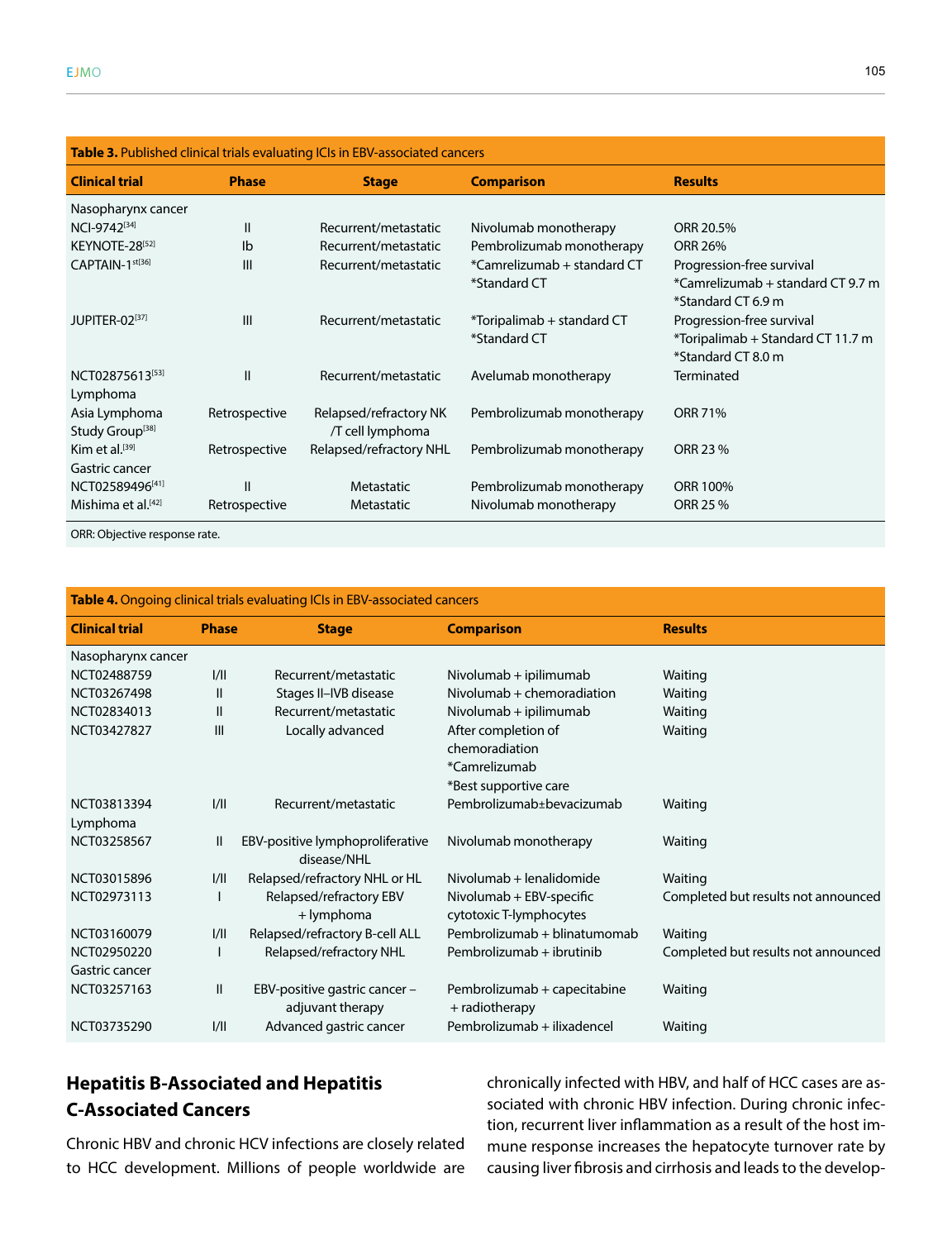**Table 3.** Published clinical trials evaluating ICIs in EBV-associated cancers

| Clinical trial | Phase | Stage | Comparison | Results |
|---|---|---|---|---|
| Nasopharynx cancer | | | | |
| NCI-9742[34] | II | Recurrent/metastatic | Nivolumab monotherapy | ORR 20.5% |
| KEYNOTE-28[52] | Ib | Recurrent/metastatic | Pembrolizumab monotherapy | ORR 26% |
| CAPTAIN-1st[36] | III | Recurrent/metastatic | *Camrelizumab + standard CT *Standard CT | Progression-free survival *Camrelizumab + standard CT 9.7 m *Standard CT 6.9 m |
| JUPITER-02[37] | III | Recurrent/metastatic | *Toripalimab + standard CT *Standard CT | Progression-free survival *Toripalimab + Standard CT 11.7 m *Standard CT 8.0 m |
| NCT02875613[53] | II | Recurrent/metastatic | Avelumab monotherapy | Terminated |
| Lymphoma | | | | |
| Asia Lymphoma Study Group[38] | Retrospective | Relapsed/refractory NK /T cell lymphoma | Pembrolizumab monotherapy | ORR 71% |
| Kim et al.[39] | Retrospective | Relapsed/refractory NHL | Pembrolizumab monotherapy | ORR 23 % |
| Gastric cancer | | | | |
| NCT02589496[41] | II | Metastatic | Pembrolizumab monotherapy | ORR 100% |
| Mishima et al.[42] | Retrospective | Metastatic | Nivolumab monotherapy | ORR 25 % |

ORR: Objective response rate.

**Table 4.** Ongoing clinical trials evaluating ICIs in EBV-associated cancers

| Clinical trial | Phase | Stage | Comparison | Results |
|---|---|---|---|---|
| Nasopharynx cancer | | | | |
| NCT02488759 | I/II | Recurrent/metastatic | Nivolumab + ipilimumab | Waiting |
| NCT03267498 | II | Stages II–IVB disease | Nivolumab + chemoradiation | Waiting |
| NCT02834013 | II | Recurrent/metastatic | Nivolumab + ipilimumab | Waiting |
| NCT03427827 | III | Locally advanced | After completion of chemoradiation *Camrelizumab *Best supportive care | Waiting |
| NCT03813394 | I/II | Recurrent/metastatic | Pembrolizumab±bevacizumab | Waiting |
| Lymphoma | | | | |
| NCT03258567 | II | EBV-positive lymphoproliferative disease/NHL | Nivolumab monotherapy | Waiting |
| NCT03015896 | I/II | Relapsed/refractory NHL or HL | Nivolumab + lenalidomide | Waiting |
| NCT02973113 | I | Relapsed/refractory EBV + lymphoma | Nivolumab + EBV-specific cytotoxic T-lymphocytes | Completed but results not announced |
| NCT03160079 | I/II | Relapsed/refractory B-cell ALL | Pembrolizumab + blinatumomab | Waiting |
| NCT02950220 | I | Relapsed/refractory NHL | Pembrolizumab + ibrutinib | Completed but results not announced |
| Gastric cancer | | | | |
| NCT03257163 | II | EBV-positive gastric cancer – adjuvant therapy | Pembrolizumab + capecitabine + radiotherapy | Waiting |
| NCT03735290 | I/II | Advanced gastric cancer | Pembrolizumab + ilixadencel | Waiting |

## Hepatitis B-Associated and Hepatitis C-Associated Cancers

Chronic HBV and chronic HCV infections are closely related to HCC development. Millions of people worldwide are chronically infected with HBV, and half of HCC cases are associated with chronic HBV infection. During chronic infection, recurrent liver inflammation as a result of the host immune response increases the hepatocyte turnover rate by causing liver fibrosis and cirrhosis and leads to the develop-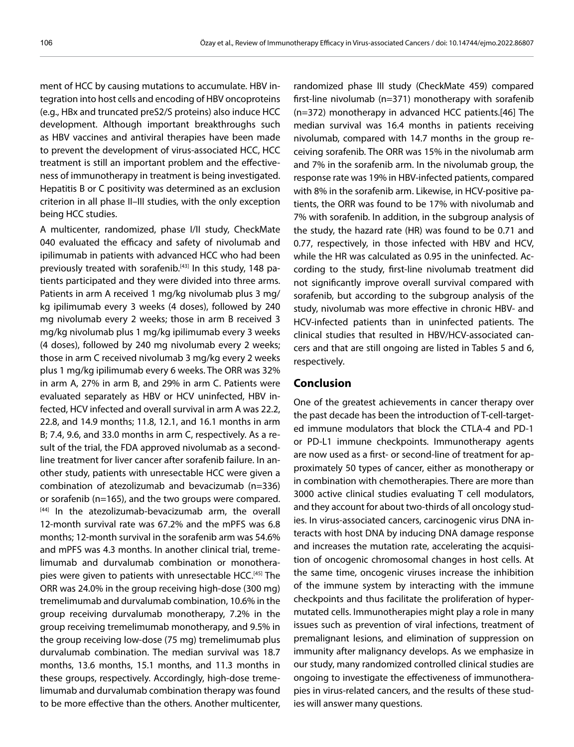ment of HCC by causing mutations to accumulate. HBV integration into host cells and encoding of HBV oncoproteins (e.g., HBx and truncated preS2/S proteins) also induce HCC development. Although important breakthroughs such as HBV vaccines and antiviral therapies have been made to prevent the development of virus-associated HCC, HCC treatment is still an important problem and the effectiveness of immunotherapy in treatment is being investigated. Hepatitis B or C positivity was determined as an exclusion criterion in all phase II–III studies, with the only exception being HCC studies.

A multicenter, randomized, phase I/II study, CheckMate 040 evaluated the efficacy and safety of nivolumab and ipilimumab in patients with advanced HCC who had been previously treated with sorafenib.[43] In this study, 148 patients participated and they were divided into three arms. Patients in arm A received 1 mg/kg nivolumab plus 3 mg/kg ipilimumab every 3 weeks (4 doses), followed by 240 mg nivolumab every 2 weeks; those in arm B received 3 mg/kg nivolumab plus 1 mg/kg ipilimumab every 3 weeks (4 doses), followed by 240 mg nivolumab every 2 weeks; those in arm C received nivolumab 3 mg/kg every 2 weeks plus 1 mg/kg ipilimumab every 6 weeks. The ORR was 32% in arm A, 27% in arm B, and 29% in arm C. Patients were evaluated separately as HBV or HCV uninfected, HBV infected, HCV infected and overall survival in arm A was 22.2, 22.8, and 14.9 months; 11.8, 12.1, and 16.1 months in arm B; 7.4, 9.6, and 33.0 months in arm C, respectively. As a result of the trial, the FDA approved nivolumab as a second-line treatment for liver cancer after sorafenib failure. In another study, patients with unresectable HCC were given a combination of atezolizumab and bevacizumab (n=336) or sorafenib (n=165), and the two groups were compared.[44] In the atezolizumab-bevacizumab arm, the overall 12-month survival rate was 67.2% and the mPFS was 6.8 months; 12-month survival in the sorafenib arm was 54.6% and mPFS was 4.3 months. In another clinical trial, tremelimumab and durvalumab combination or monotherapies were given to patients with unresectable HCC.[45] The ORR was 24.0% in the group receiving high-dose (300 mg) tremelimumab and durvalumab combination, 10.6% in the group receiving durvalumab monotherapy, 7.2% in the group receiving tremelimumab monotherapy, and 9.5% in the group receiving low-dose (75 mg) tremelimumab plus durvalumab combination. The median survival was 18.7 months, 13.6 months, 15.1 months, and 11.3 months in these groups, respectively. Accordingly, high-dose tremelimumab and durvalumab combination therapy was found to be more effective than the others. Another multicenter, randomized phase III study (CheckMate 459) compared first-line nivolumab (n=371) monotherapy with sorafenib (n=372) monotherapy in advanced HCC patients.[46] The median survival was 16.4 months in patients receiving nivolumab, compared with 14.7 months in the group receiving sorafenib. The ORR was 15% in the nivolumab arm and 7% in the sorafenib arm. In the nivolumab group, the response rate was 19% in HBV-infected patients, compared with 8% in the sorafenib arm. Likewise, in HCV-positive patients, the ORR was found to be 17% with nivolumab and 7% with sorafenib. In addition, in the subgroup analysis of the study, the hazard rate (HR) was found to be 0.71 and 0.77, respectively, in those infected with HBV and HCV, while the HR was calculated as 0.95 in the uninfected. According to the study, first-line nivolumab treatment did not significantly improve overall survival compared with sorafenib, but according to the subgroup analysis of the study, nivolumab was more effective in chronic HBV- and HCV-infected patients than in uninfected patients. The clinical studies that resulted in HBV/HCV-associated cancers and that are still ongoing are listed in Tables 5 and 6, respectively.

## Conclusion

One of the greatest achievements in cancer therapy over the past decade has been the introduction of T-cell-targeted immune modulators that block the CTLA-4 and PD-1 or PD-L1 immune checkpoints. Immunotherapy agents are now used as a first- or second-line of treatment for approximately 50 types of cancer, either as monotherapy or in combination with chemotherapies. There are more than 3000 active clinical studies evaluating T cell modulators, and they account for about two-thirds of all oncology studies. In virus-associated cancers, carcinogenic virus DNA interacts with host DNA by inducing DNA damage response and increases the mutation rate, accelerating the acquisition of oncogenic chromosomal changes in host cells. At the same time, oncogenic viruses increase the inhibition of the immune system by interacting with the immune checkpoints and thus facilitate the proliferation of hypermutated cells. Immunotherapies might play a role in many issues such as prevention of viral infections, treatment of premalignant lesions, and elimination of suppression on immunity after malignancy develops. As we emphasize in our study, many randomized controlled clinical studies are ongoing to investigate the effectiveness of immunotherapies in virus-related cancers, and the results of these studies will answer many questions.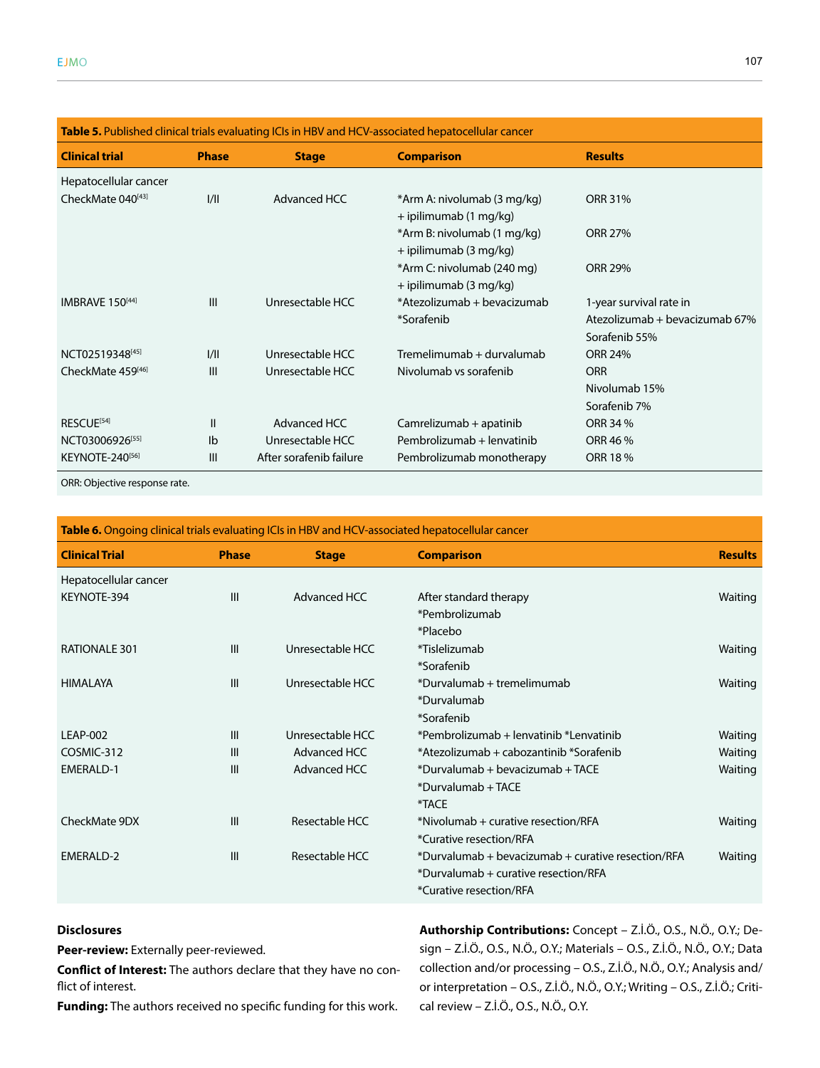**Table 5.** Published clinical trials evaluating ICIs in HBV and HCV-associated hepatocellular cancer

| Clinical trial | Phase | Stage | Comparison | Results |
|---|---|---|---|---|
| Hepatocellular cancer | | | | |
| CheckMate 040[43] | I/II | Advanced HCC | *Arm A: nivolumab (3 mg/kg) + ipilimumab (1 mg/kg) | ORR 31% |
| | | | *Arm B: nivolumab (1 mg/kg) + ipilimumab (3 mg/kg) | ORR 27% |
| | | | *Arm C: nivolumab (240 mg) + ipilimumab (3 mg/kg) | ORR 29% |
| IMBRAVE 150[44] | III | Unresectable HCC | *Atezolizumab + bevacizumab *Sorafenib | 1-year survival rate in Atezolizumab + bevacizumab 67% Sorafenib 55% |
| NCT02519348[45] | I/II | Unresectable HCC | Tremelimumab + durvalumab | ORR 24% |
| CheckMate 459[46] | III | Unresectable HCC | Nivolumab vs sorafenib | ORR Nivolumab 15% Sorafenib 7% |
| RESCUE[54] | II | Advanced HCC | Camrelizumab + apatinib | ORR 34 % |
| NCT03006926[55] | Ib | Unresectable HCC | Pembrolizumab + lenvatinib | ORR 46 % |
| KEYNOTE-240[56] | III | After sorafenib failure | Pembrolizumab monotherapy | ORR 18 % |

ORR: Objective response rate.

**Table 6.** Ongoing clinical trials evaluating ICIs in HBV and HCV-associated hepatocellular cancer

| Clinical Trial | Phase | Stage | Comparison | Results |
|---|---|---|---|---|
| Hepatocellular cancer | | | | |
| KEYNOTE-394 | III | Advanced HCC | After standard therapy *Pembrolizumab *Placebo | Waiting |
| RATIONALE 301 | III | Unresectable HCC | *Tislelizumab *Sorafenib | Waiting |
| HIMALAYA | III | Unresectable HCC | *Durvalumab + tremelimumab *Durvalumab *Sorafenib | Waiting |
| LEAP-002 | III | Unresectable HCC | *Pembrolizumab + lenvatinib *Lenvatinib | Waiting |
| COSMIC-312 | III | Advanced HCC | *Atezolizumab + cabozantinib *Sorafenib | Waiting |
| EMERALD-1 | III | Advanced HCC | *Durvalumab + bevacizumab + TACE *Durvalumab + TACE *TACE | Waiting |
| CheckMate 9DX | III | Resectable HCC | *Nivolumab + curative resection/RFA *Curative resection/RFA | Waiting |
| EMERALD-2 | III | Resectable HCC | *Durvalumab + bevacizumab + curative resection/RFA *Durvalumab + curative resection/RFA *Curative resection/RFA | Waiting |

**Disclosures**

**Peer-review:** Externally peer-reviewed.

**Conflict of Interest:** The authors declare that they have no conflict of interest.

**Funding:** The authors received no specific funding for this work.

**Authorship Contributions:** Concept – Z.İ.Ö., O.S., N.Ö., O.Y.; Design – Z.İ.Ö., O.S., N.Ö., O.Y.; Materials – O.S., Z.İ.Ö., N.Ö., O.Y.; Data collection and/or processing – O.S., Z.İ.Ö., N.Ö., O.Y.; Analysis and/or interpretation – O.S., Z.İ.Ö., N.Ö., O.Y.; Writing – O.S., Z.İ.Ö.; Critical review – Z.İ.Ö., O.S., N.Ö., O.Y.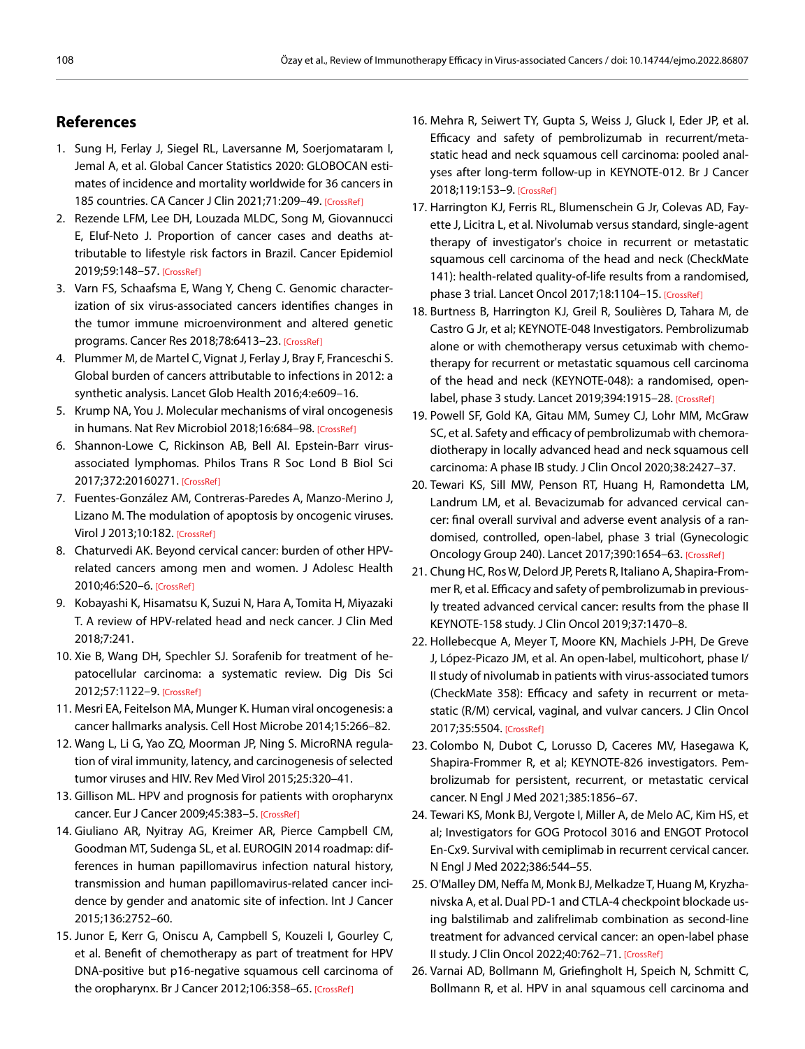## References

1. Sung H, Ferlay J, Siegel RL, Laversanne M, Soerjomataram I, Jemal A, et al. Global Cancer Statistics 2020: GLOBOCAN estimates of incidence and mortality worldwide for 36 cancers in 185 countries. CA Cancer J Clin 2021;71:209–49. [CrossRef]
2. Rezende LFM, Lee DH, Louzada MLDC, Song M, Giovannucci E, Eluf-Neto J. Proportion of cancer cases and deaths attributable to lifestyle risk factors in Brazil. Cancer Epidemiol 2019;59:148–57. [CrossRef]
3. Varn FS, Schaafsma E, Wang Y, Cheng C. Genomic characterization of six virus-associated cancers identifies changes in the tumor immune microenvironment and altered genetic programs. Cancer Res 2018;78:6413–23. [CrossRef]
4. Plummer M, de Martel C, Vignat J, Ferlay J, Bray F, Franceschi S. Global burden of cancers attributable to infections in 2012: a synthetic analysis. Lancet Glob Health 2016;4:e609–16.
5. Krump NA, You J. Molecular mechanisms of viral oncogenesis in humans. Nat Rev Microbiol 2018;16:684–98. [CrossRef]
6. Shannon-Lowe C, Rickinson AB, Bell AI. Epstein-Barr virus-associated lymphomas. Philos Trans R Soc Lond B Biol Sci 2017;372:20160271. [CrossRef]
7. Fuentes-González AM, Contreras-Paredes A, Manzo-Merino J, Lizano M. The modulation of apoptosis by oncogenic viruses. Virol J 2013;10:182. [CrossRef]
8. Chaturvedi AK. Beyond cervical cancer: burden of other HPV-related cancers among men and women. J Adolesc Health 2010;46:S20–6. [CrossRef]
9. Kobayashi K, Hisamatsu K, Suzui N, Hara A, Tomita H, Miyazaki T. A review of HPV-related head and neck cancer. J Clin Med 2018;7:241.
10. Xie B, Wang DH, Spechler SJ. Sorafenib for treatment of hepatocellular carcinoma: a systematic review. Dig Dis Sci 2012;57:1122–9. [CrossRef]
11. Mesri EA, Feitelson MA, Munger K. Human viral oncogenesis: a cancer hallmarks analysis. Cell Host Microbe 2014;15:266–82.
12. Wang L, Li G, Yao ZQ, Moorman JP, Ning S. MicroRNA regulation of viral immunity, latency, and carcinogenesis of selected tumor viruses and HIV. Rev Med Virol 2015;25:320–41.
13. Gillison ML. HPV and prognosis for patients with oropharynx cancer. Eur J Cancer 2009;45:383–5. [CrossRef]
14. Giuliano AR, Nyitray AG, Kreimer AR, Pierce Campbell CM, Goodman MT, Sudenga SL, et al. EUROGIN 2014 roadmap: differences in human papillomavirus infection natural history, transmission and human papillomavirus-related cancer incidence by gender and anatomic site of infection. Int J Cancer 2015;136:2752–60.
15. Junor E, Kerr G, Oniscu A, Campbell S, Kouzeli I, Gourley C, et al. Benefit of chemotherapy as part of treatment for HPV DNA-positive but p16-negative squamous cell carcinoma of the oropharynx. Br J Cancer 2012;106:358–65. [CrossRef]
16. Mehra R, Seiwert TY, Gupta S, Weiss J, Gluck I, Eder JP, et al. Efficacy and safety of pembrolizumab in recurrent/metastatic head and neck squamous cell carcinoma: pooled analyses after long-term follow-up in KEYNOTE-012. Br J Cancer 2018;119:153–9. [CrossRef]
17. Harrington KJ, Ferris RL, Blumenschein G Jr, Colevas AD, Fayette J, Licitra L, et al. Nivolumab versus standard, single-agent therapy of investigator's choice in recurrent or metastatic squamous cell carcinoma of the head and neck (CheckMate 141): health-related quality-of-life results from a randomised, phase 3 trial. Lancet Oncol 2017;18:1104–15. [CrossRef]
18. Burtness B, Harrington KJ, Greil R, Soulières D, Tahara M, de Castro G Jr, et al; KEYNOTE-048 Investigators. Pembrolizumab alone or with chemotherapy versus cetuximab with chemotherapy for recurrent or metastatic squamous cell carcinoma of the head and neck (KEYNOTE-048): a randomised, open-label, phase 3 study. Lancet 2019;394:1915–28. [CrossRef]
19. Powell SF, Gold KA, Gitau MM, Sumey CJ, Lohr MM, McGraw SC, et al. Safety and efficacy of pembrolizumab with chemoradiotherapy in locally advanced head and neck squamous cell carcinoma: A phase IB study. J Clin Oncol 2020;38:2427–37.
20. Tewari KS, Sill MW, Penson RT, Huang H, Ramondetta LM, Landrum LM, et al. Bevacizumab for advanced cervical cancer: final overall survival and adverse event analysis of a randomised, controlled, open-label, phase 3 trial (Gynecologic Oncology Group 240). Lancet 2017;390:1654–63. [CrossRef]
21. Chung HC, Ros W, Delord JP, Perets R, Italiano A, Shapira-Frommer R, et al. Efficacy and safety of pembrolizumab in previously treated advanced cervical cancer: results from the phase II KEYNOTE-158 study. J Clin Oncol 2019;37:1470–8.
22. Hollebecque A, Meyer T, Moore KN, Machiels J-PH, De Greve J, López-Picazo JM, et al. An open-label, multicohort, phase I/II study of nivolumab in patients with virus-associated tumors (CheckMate 358): Efficacy and safety in recurrent or metastatic (R/M) cervical, vaginal, and vulvar cancers. J Clin Oncol 2017;35:5504. [CrossRef]
23. Colombo N, Dubot C, Lorusso D, Caceres MV, Hasegawa K, Shapira-Frommer R, et al; KEYNOTE-826 investigators. Pembrolizumab for persistent, recurrent, or metastatic cervical cancer. N Engl J Med 2021;385:1856–67.
24. Tewari KS, Monk BJ, Vergote I, Miller A, de Melo AC, Kim HS, et al; Investigators for GOG Protocol 3016 and ENGOT Protocol En-Cx9. Survival with cemiplimab in recurrent cervical cancer. N Engl J Med 2022;386:544–55.
25. O'Malley DM, Neffa M, Monk BJ, Melkadze T, Huang M, Kryzhanivska A, et al. Dual PD-1 and CTLA-4 checkpoint blockade using balstilimab and zalifrelimab combination as second-line treatment for advanced cervical cancer: an open-label phase II study. J Clin Oncol 2022;40:762–71. [CrossRef]
26. Varnai AD, Bollmann M, Griefingholt H, Speich N, Schmitt C, Bollmann R, et al. HPV in anal squamous cell carcinoma and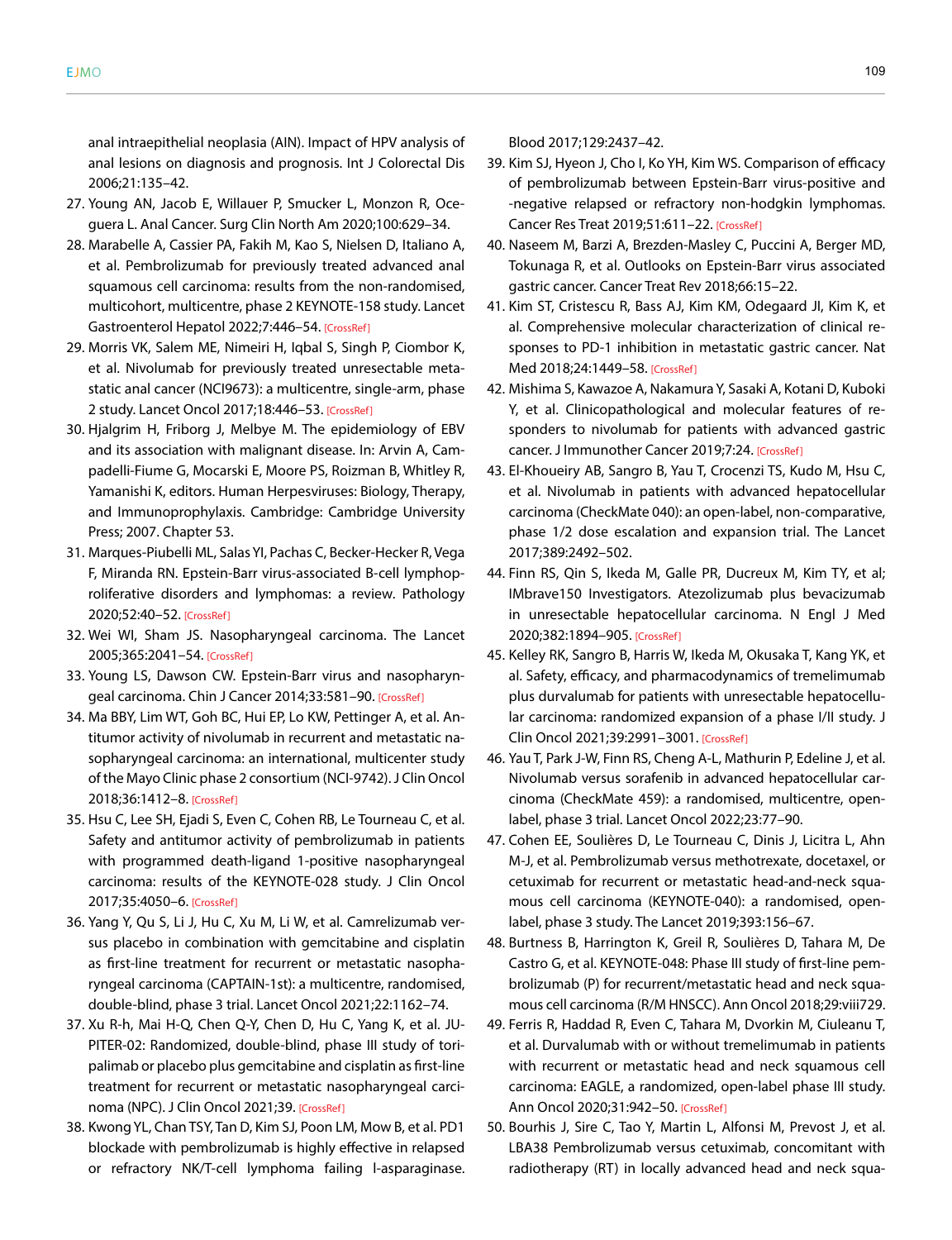anal intraepithelial neoplasia (AIN). Impact of HPV analysis of anal lesions on diagnosis and prognosis. Int J Colorectal Dis 2006;21:135–42.

27. Young AN, Jacob E, Willauer P, Smucker L, Monzon R, Oceguera L. Anal Cancer. Surg Clin North Am 2020;100:629–34.
28. Marabelle A, Cassier PA, Fakih M, Kao S, Nielsen D, Italiano A, et al. Pembrolizumab for previously treated advanced anal squamous cell carcinoma: results from the non-randomised, multicohort, multicentre, phase 2 KEYNOTE-158 study. Lancet Gastroenterol Hepatol 2022;7:446–54. [CrossRef]
29. Morris VK, Salem ME, Nimeiri H, Iqbal S, Singh P, Ciombor K, et al. Nivolumab for previously treated unresectable metastatic anal cancer (NCI9673): a multicentre, single-arm, phase 2 study. Lancet Oncol 2017;18:446–53. [CrossRef]
30. Hjalgrim H, Friborg J, Melbye M. The epidemiology of EBV and its association with malignant disease. In: Arvin A, Campadelli-Fiume G, Mocarski E, Moore PS, Roizman B, Whitley R, Yamanishi K, editors. Human Herpesviruses: Biology, Therapy, and Immunoprophylaxis. Cambridge: Cambridge University Press; 2007. Chapter 53.
31. Marques-Piubelli ML, Salas YI, Pachas C, Becker-Hecker R, Vega F, Miranda RN. Epstein-Barr virus-associated B-cell lymphoproliferative disorders and lymphomas: a review. Pathology 2020;52:40–52. [CrossRef]
32. Wei WI, Sham JS. Nasopharyngeal carcinoma. The Lancet 2005;365:2041–54. [CrossRef]
33. Young LS, Dawson CW. Epstein-Barr virus and nasopharyngeal carcinoma. Chin J Cancer 2014;33:581–90. [CrossRef]
34. Ma BBY, Lim WT, Goh BC, Hui EP, Lo KW, Pettinger A, et al. Antitumor activity of nivolumab in recurrent and metastatic nasopharyngeal carcinoma: an international, multicenter study of the Mayo Clinic phase 2 consortium (NCI-9742). J Clin Oncol 2018;36:1412–8. [CrossRef]
35. Hsu C, Lee SH, Ejadi S, Even C, Cohen RB, Le Tourneau C, et al. Safety and antitumor activity of pembrolizumab in patients with programmed death-ligand 1-positive nasopharyngeal carcinoma: results of the KEYNOTE-028 study. J Clin Oncol 2017;35:4050–6. [CrossRef]
36. Yang Y, Qu S, Li J, Hu C, Xu M, Li W, et al. Camrelizumab versus placebo in combination with gemcitabine and cisplatin as first-line treatment for recurrent or metastatic nasopharyngeal carcinoma (CAPTAIN-1st): a multicentre, randomised, double-blind, phase 3 trial. Lancet Oncol 2021;22:1162–74.
37. Xu R-h, Mai H-Q, Chen Q-Y, Chen D, Hu C, Yang K, et al. JUPITER-02: Randomized, double-blind, phase III study of toripalimab or placebo plus gemcitabine and cisplatin as first-line treatment for recurrent or metastatic nasopharyngeal carcinoma (NPC). J Clin Oncol 2021;39. [CrossRef]
38. Kwong YL, Chan TSY, Tan D, Kim SJ, Poon LM, Mow B, et al. PD1 blockade with pembrolizumab is highly effective in relapsed or refractory NK/T-cell lymphoma failing l-asparaginase. Blood 2017;129:2437–42.
39. Kim SJ, Hyeon J, Cho I, Ko YH, Kim WS. Comparison of efficacy of pembrolizumab between Epstein-Barr virus-positive and -negative relapsed or refractory non-hodgkin lymphomas. Cancer Res Treat 2019;51:611–22. [CrossRef]
40. Naseem M, Barzi A, Brezden-Masley C, Puccini A, Berger MD, Tokunaga R, et al. Outlooks on Epstein-Barr virus associated gastric cancer. Cancer Treat Rev 2018;66:15–22.
41. Kim ST, Cristescu R, Bass AJ, Kim KM, Odegaard JI, Kim K, et al. Comprehensive molecular characterization of clinical responses to PD-1 inhibition in metastatic gastric cancer. Nat Med 2018;24:1449–58. [CrossRef]
42. Mishima S, Kawazoe A, Nakamura Y, Sasaki A, Kotani D, Kuboki Y, et al. Clinicopathological and molecular features of responders to nivolumab for patients with advanced gastric cancer. J Immunother Cancer 2019;7:24. [CrossRef]
43. El-Khoueiry AB, Sangro B, Yau T, Crocenzi TS, Kudo M, Hsu C, et al. Nivolumab in patients with advanced hepatocellular carcinoma (CheckMate 040): an open-label, non-comparative, phase 1/2 dose escalation and expansion trial. The Lancet 2017;389:2492–502.
44. Finn RS, Qin S, Ikeda M, Galle PR, Ducreux M, Kim TY, et al; IMbrave150 Investigators. Atezolizumab plus bevacizumab in unresectable hepatocellular carcinoma. N Engl J Med 2020;382:1894–905. [CrossRef]
45. Kelley RK, Sangro B, Harris W, Ikeda M, Okusaka T, Kang YK, et al. Safety, efficacy, and pharmacodynamics of tremelimumab plus durvalumab for patients with unresectable hepatocellular carcinoma: randomized expansion of a phase I/II study. J Clin Oncol 2021;39:2991–3001. [CrossRef]
46. Yau T, Park J-W, Finn RS, Cheng A-L, Mathurin P, Edeline J, et al. Nivolumab versus sorafenib in advanced hepatocellular carcinoma (CheckMate 459): a randomised, multicentre, open-label, phase 3 trial. Lancet Oncol 2022;23:77–90.
47. Cohen EE, Soulières D, Le Tourneau C, Dinis J, Licitra L, Ahn M-J, et al. Pembrolizumab versus methotrexate, docetaxel, or cetuximab for recurrent or metastatic head-and-neck squamous cell carcinoma (KEYNOTE-040): a randomised, open-label, phase 3 study. The Lancet 2019;393:156–67.
48. Burtness B, Harrington K, Greil R, Soulières D, Tahara M, De Castro G, et al. KEYNOTE-048: Phase III study of first-line pembrolizumab (P) for recurrent/metastatic head and neck squamous cell carcinoma (R/M HNSCC). Ann Oncol 2018;29:viii729.
49. Ferris R, Haddad R, Even C, Tahara M, Dvorkin M, Ciuleanu T, et al. Durvalumab with or without tremelimumab in patients with recurrent or metastatic head and neck squamous cell carcinoma: EAGLE, a randomized, open-label phase III study. Ann Oncol 2020;31:942–50. [CrossRef]
50. Bourhis J, Sire C, Tao Y, Martin L, Alfonsi M, Prevost J, et al. LBA38 Pembrolizumab versus cetuximab, concomitant with radiotherapy (RT) in locally advanced head and neck squa-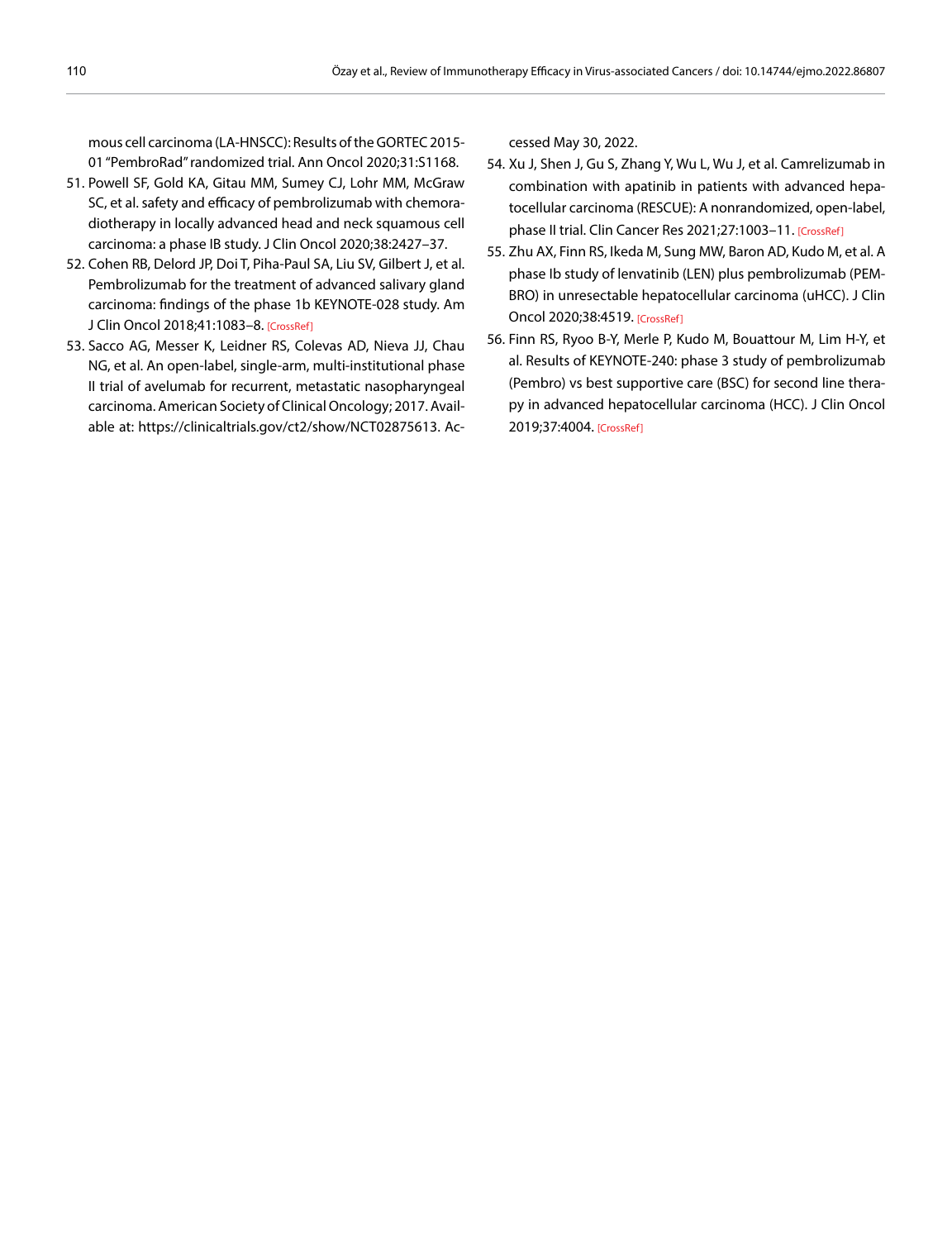mous cell carcinoma (LA-HNSCC): Results of the GORTEC 2015-01 "PembroRad" randomized trial. Ann Oncol 2020;31:S1168.

51. Powell SF, Gold KA, Gitau MM, Sumey CJ, Lohr MM, McGraw SC, et al. safety and efficacy of pembrolizumab with chemoradiotherapy in locally advanced head and neck squamous cell carcinoma: a phase IB study. J Clin Oncol 2020;38:2427–37.
52. Cohen RB, Delord JP, Doi T, Piha-Paul SA, Liu SV, Gilbert J, et al. Pembrolizumab for the treatment of advanced salivary gland carcinoma: findings of the phase 1b KEYNOTE-028 study. Am J Clin Oncol 2018;41:1083–8. [CrossRef]
53. Sacco AG, Messer K, Leidner RS, Colevas AD, Nieva JJ, Chau NG, et al. An open-label, single-arm, multi-institutional phase II trial of avelumab for recurrent, metastatic nasopharyngeal carcinoma. American Society of Clinical Oncology; 2017. Available at: https://clinicaltrials.gov/ct2/show/NCT02875613. Accessed May 30, 2022.
54. Xu J, Shen J, Gu S, Zhang Y, Wu L, Wu J, et al. Camrelizumab in combination with apatinib in patients with advanced hepatocellular carcinoma (RESCUE): A nonrandomized, open-label, phase II trial. Clin Cancer Res 2021;27:1003–11. [CrossRef]
55. Zhu AX, Finn RS, Ikeda M, Sung MW, Baron AD, Kudo M, et al. A phase Ib study of lenvatinib (LEN) plus pembrolizumab (PEMBRO) in unresectable hepatocellular carcinoma (uHCC). J Clin Oncol 2020;38:4519. [CrossRef]
56. Finn RS, Ryoo B-Y, Merle P, Kudo M, Bouattour M, Lim H-Y, et al. Results of KEYNOTE-240: phase 3 study of pembrolizumab (Pembro) vs best supportive care (BSC) for second line therapy in advanced hepatocellular carcinoma (HCC). J Clin Oncol 2019;37:4004. [CrossRef]